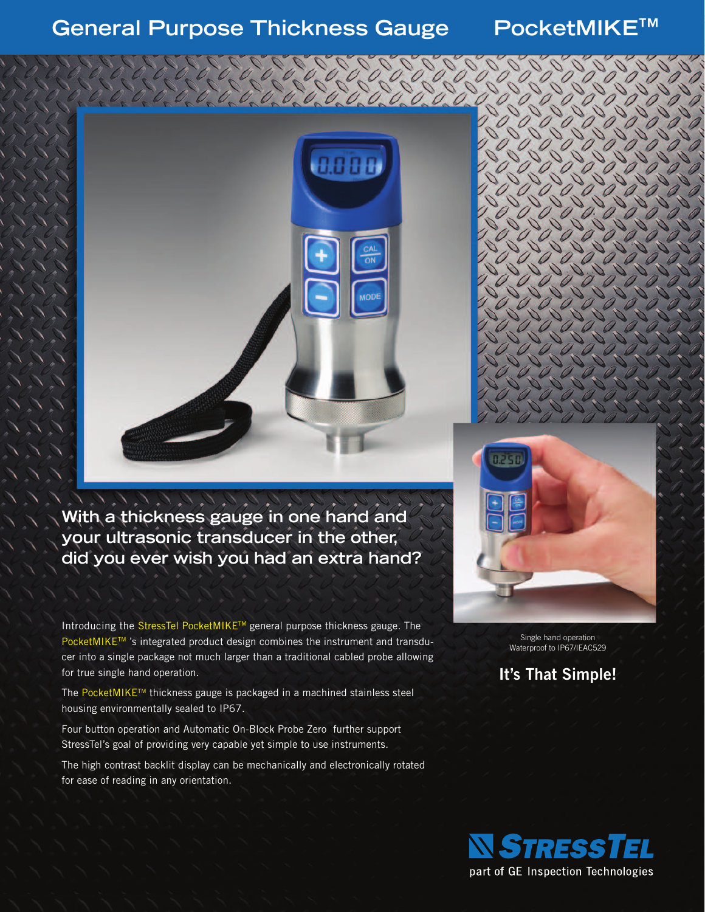# General Purpose Thickness Gauge PocketMIKE™

## With a thickness gauge in one hand and your ultrasonic transducer in the other, did you ever wish you had an extra hand?

Introducing the StressTel PocketMIKE™ general purpose thickness gauge. The PocketMIKE™ 's integrated product design combines the instrument and transducer into a single package not much larger than a traditional cabled probe allowing for true single hand operation.

The PocketMIKE™ thickness gauge is packaged in a machined stainless steel housing environmentally sealed to IP67.

Four button operation and Automatic On-Block Probe Zero further support StressTel's goal of providing very capable yet simple to use instruments.

The high contrast backlit display can be mechanically and electronically rotated for ease of reading in any orientation.

Single hand operation
Waterproof to IP67/IEAC529

**It's That Simple!**

StressTel
part of GE Inspection Technologies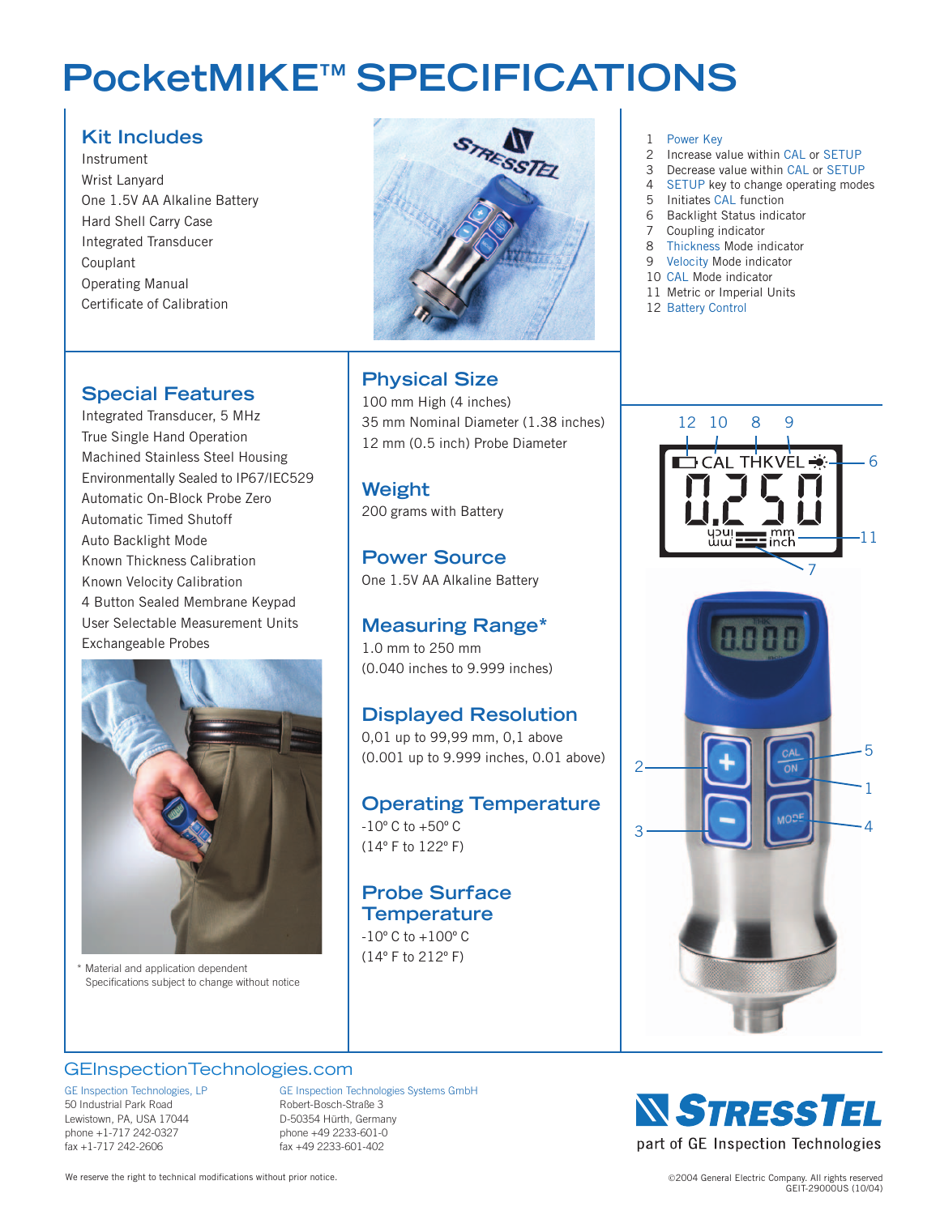# PocketMIKE™ SPECIFICATIONS

## Kit Includes

Instrument
Wrist Lanyard
One 1.5V AA Alkaline Battery
Hard Shell Carry Case
Integrated Transducer
Couplant
Operating Manual
Certificate of Calibration

1. Power Key
2. Increase value within CAL or SETUP
3. Decrease value within CAL or SETUP
4. SETUP key to change operating modes
5. Initiates CAL function
6. Backlight Status indicator
7. Coupling indicator
8. Thickness Mode indicator
9. Velocity Mode indicator
10. CAL Mode indicator
11. Metric or Imperial Units
12. Battery Control

## Special Features

Integrated Transducer, 5 MHz
True Single Hand Operation
Machined Stainless Steel Housing
Environmentally Sealed to IP67/IEC529
Automatic On-Block Probe Zero
Automatic Timed Shutoff
Auto Backlight Mode
Known Thickness Calibration
Known Velocity Calibration
4 Button Sealed Membrane Keypad
User Selectable Measurement Units
Exchangeable Probes

\* Material and application dependent
Specifications subject to change without notice

## Physical Size

100 mm High (4 inches)
35 mm Nominal Diameter (1.38 inches)
12 mm (0.5 inch) Probe Diameter

## Weight

200 grams with Battery

## Power Source

One 1.5V AA Alkaline Battery

## Measuring Range*

1.0 mm to 250 mm
(0.040 inches to 9.999 inches)

## Displayed Resolution

0,01 up to 99,99 mm, 0,1 above
(0.001 up to 9.999 inches, 0.01 above)

## Operating Temperature

-10° C to +50° C
(14° F to 122° F)

## Probe Surface Temperature

-10° C to +100° C
(14° F to 212° F)

12 10 8 9
CAL THKVEL
0.250
mm inch
6
11
7
2
3
5
1
4

GEInspectionTechnologies.com

GE Inspection Technologies, LP
50 Industrial Park Road
Lewistown, PA, USA 17044
phone +1-717 242-0327
fax +1-717 242-2606

GE Inspection Technologies Systems GmbH
Robert-Bosch-Straße 3
D-50354 Hürth, Germany
phone +49 2233-601-0
fax +49 2233-601-402

STRESSTEL
part of GE Inspection Technologies

We reserve the right to technical modifications without prior notice.

©2004 General Electric Company. All rights reserved
GEIT-29000US (10/04)